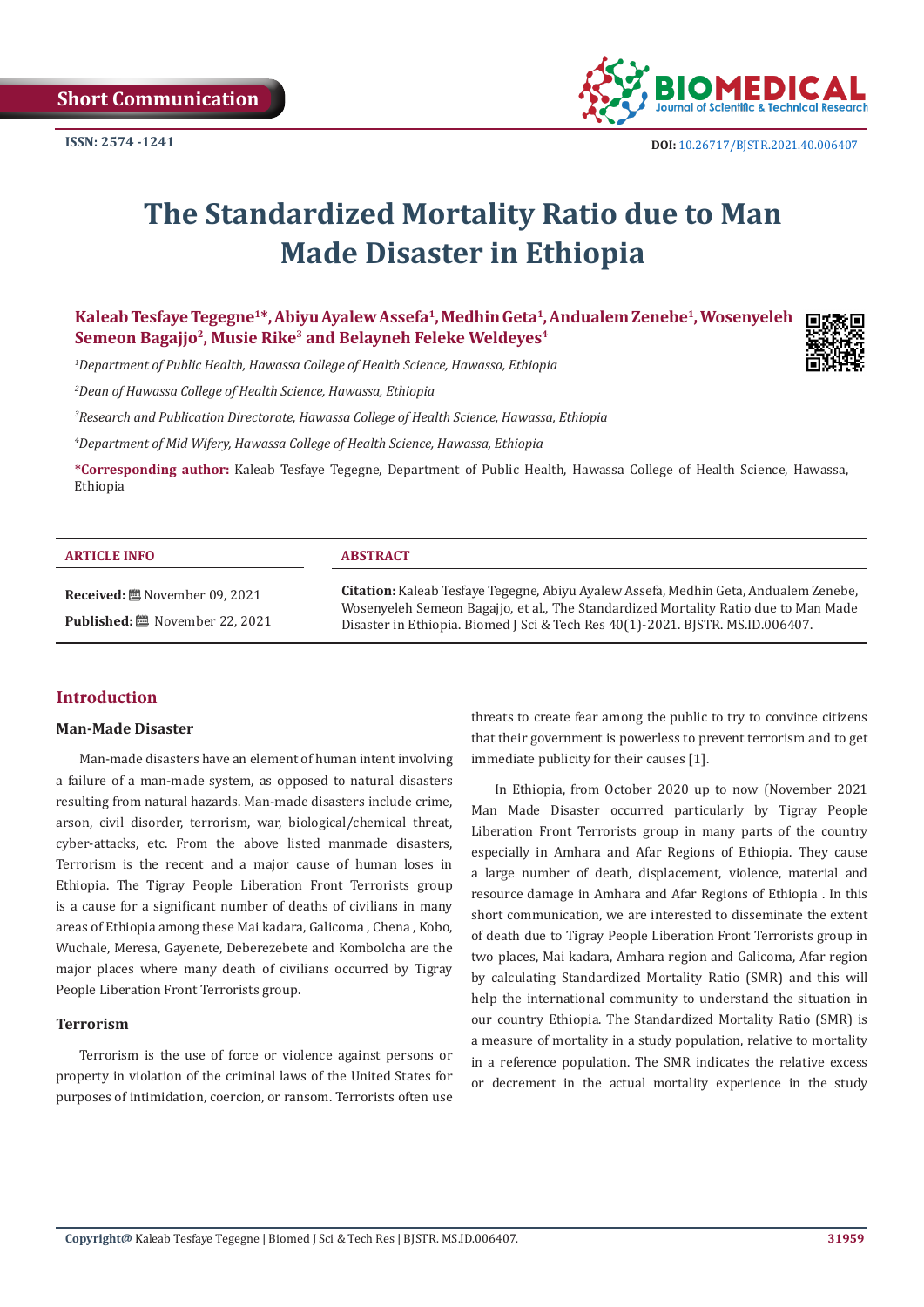Short Communication

ISSN: 2574 -1241

DOI: 10.26717/BJSTR.2021.40.006407

# The Standardized Mortality Ratio due to Man Made Disaster in Ethiopia

**Kaleab Tesfaye Tegegne[1]\*, Abiyu Ayalew Assefa[1], Medhin Geta[1], Andualem Zenebe[1], Wosenyeleh Semeon Bagajjo[2], Musie Rike[3] and Belayneh Feleke Weldeyes[4]**

*[1]Department of Public Health, Hawassa College of Health Science, Hawassa, Ethiopia*

*[2]Dean of Hawassa College of Health Science, Hawassa, Ethiopia*

*[3]Research and Publication Directorate, Hawassa College of Health Science, Hawassa, Ethiopia*

*[4]Department of Mid Wifery, Hawassa College of Health Science, Hawassa, Ethiopia*

**\*Corresponding author:** Kaleab Tesfaye Tegegne, Department of Public Health, Hawassa College of Health Science, Hawassa, Ethiopia

**ARTICLE INFO**

**Received:** November 09, 2021

**Published:** November 22, 2021

**ABSTRACT**

**Citation:** Kaleab Tesfaye Tegegne, Abiyu Ayalew Assefa, Medhin Geta, Andualem Zenebe, Wosenyeleh Semeon Bagajjo, et al., The Standardized Mortality Ratio due to Man Made Disaster in Ethiopia. Biomed J Sci & Tech Res 40(1)-2021. BJSTR. MS.ID.006407.

## Introduction

### Man-Made Disaster

Man-made disasters have an element of human intent involving a failure of a man-made system, as opposed to natural disasters resulting from natural hazards. Man-made disasters include crime, arson, civil disorder, terrorism, war, biological/chemical threat, cyber-attacks, etc. From the above listed manmade disasters, Terrorism is the recent and a major cause of human loses in Ethiopia. The Tigray People Liberation Front Terrorists group is a cause for a significant number of deaths of civilians in many areas of Ethiopia among these Mai kadara, Galicoma , Chena , Kobo, Wuchale, Meresa, Gayenete, Deberezebete and Kombolcha are the major places where many death of civilians occurred by Tigray People Liberation Front Terrorists group.

### Terrorism

Terrorism is the use of force or violence against persons or property in violation of the criminal laws of the United States for purposes of intimidation, coercion, or ransom. Terrorists often use threats to create fear among the public to try to convince citizens that their government is powerless to prevent terrorism and to get immediate publicity for their causes [1].

In Ethiopia, from October 2020 up to now (November 2021 Man Made Disaster occurred particularly by Tigray People Liberation Front Terrorists group in many parts of the country especially in Amhara and Afar Regions of Ethiopia. They cause a large number of death, displacement, violence, material and resource damage in Amhara and Afar Regions of Ethiopia . In this short communication, we are interested to disseminate the extent of death due to Tigray People Liberation Front Terrorists group in two places, Mai kadara, Amhara region and Galicoma, Afar region by calculating Standardized Mortality Ratio (SMR) and this will help the international community to understand the situation in our country Ethiopia. The Standardized Mortality Ratio (SMR) is a measure of mortality in a study population, relative to mortality in a reference population. The SMR indicates the relative excess or decrement in the actual mortality experience in the study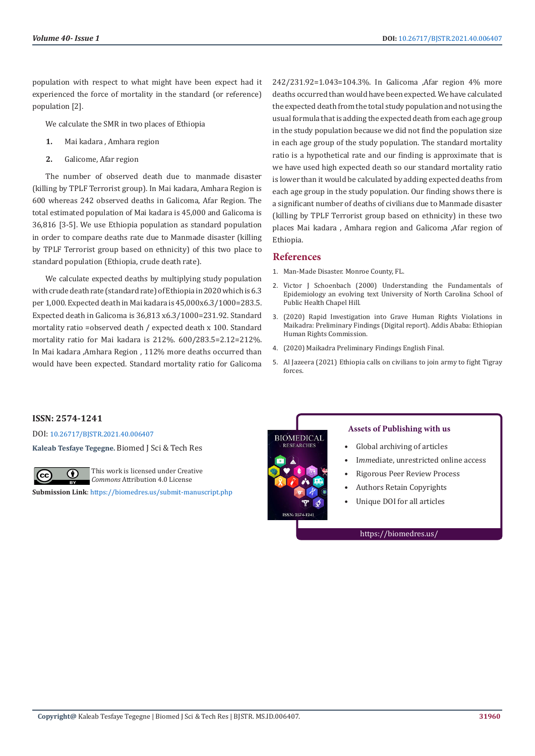population with respect to what might have been expect had it experienced the force of mortality in the standard (or reference) population [2].

We calculate the SMR in two places of Ethiopia

1. Mai kadara , Amhara region
2. Galicome, Afar region

The number of observed death due to manmade disaster (killing by TPLF Terrorist group). In Mai kadara, Amhara Region is 600 whereas 242 observed deaths in Galicoma, Afar Region. The total estimated population of Mai kadara is 45,000 and Galicoma is 36,816 [3-5]. We use Ethiopia population as standard population in order to compare deaths rate due to Manmade disaster (killing by TPLF Terrorist group based on ethnicity) of this two place to standard population (Ethiopia, crude death rate).

We calculate expected deaths by multiplying study population with crude death rate (standard rate) of Ethiopia in 2020 which is 6.3 per 1,000. Expected death in Mai kadara is 45,000x6.3/1000=283.5. Expected death in Galicoma is 36,813 x6.3/1000=231.92. Standard mortality ratio =observed death / expected death x 100. Standard mortality ratio for Mai kadara is 212%. 600/283.5=2.12=212%. In Mai kadara ,Amhara Region , 112% more deaths occurred than would have been expected. Standard mortality ratio for Galicoma 242/231.92=1.043=104.3%. In Galicoma ,Afar region 4% more deaths occurred than would have been expected. We have calculated the expected death from the total study population and not using the usual formula that is adding the expected death from each age group in the study population because we did not find the population size in each age group of the study population. The standard mortality ratio is a hypothetical rate and our finding is approximate that is we have used high expected death so our standard mortality ratio is lower than it would be calculated by adding expected deaths from each age group in the study population. Our finding shows there is a significant number of deaths of civilians due to Manmade disaster (killing by TPLF Terrorist group based on ethnicity) in these two places Mai kadara , Amhara region and Galicoma ,Afar region of Ethiopia.

## References

1. Man-Made Disaster. Monroe County, FL.
2. Victor J Schoenbach (2000) Understanding the Fundamentals of Epidemiology an evolving text University of North Carolina School of Public Health Chapel Hill.
3. (2020) Rapid Investigation into Grave Human Rights Violations in Maikadra: Preliminary Findings (Digital report). Addis Ababa: Ethiopian Human Rights Commission.
4. (2020) Maikadra Preliminary Findings English Final.
5. Al Jazeera (2021) Ethiopia calls on civilians to join army to fight Tigray forces.

**ISSN: 2574-1241**

DOI: 10.26717/BJSTR.2021.40.006407

**Kaleab Tesfaye Tegegne.** Biomed J Sci & Tech Res

This work is licensed under Creative *Commons* Attribution 4.0 License

**Submission Link**: https://biomedres.us/submit-manuscript.php

**Assets of Publishing with us**

- Global archiving of articles
- Immediate, unrestricted online access
- Rigorous Peer Review Process
- Authors Retain Copyrights
- Unique DOI for all articles

https://biomedres.us/